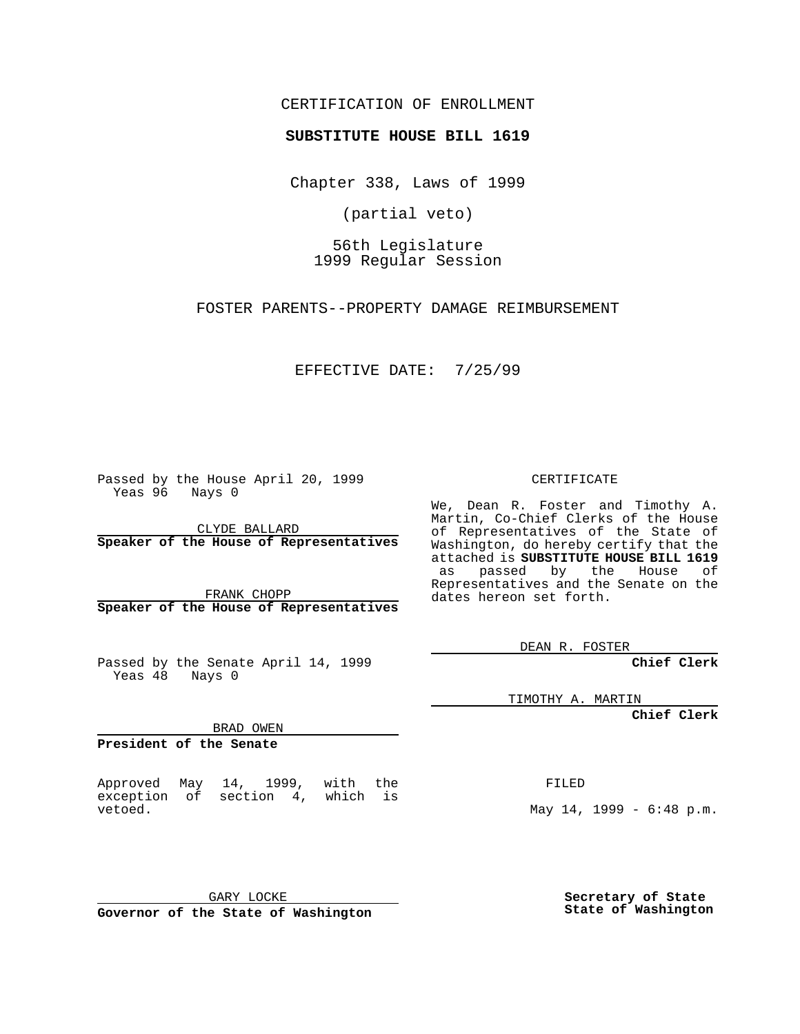CERTIFICATION OF ENROLLMENT

**SUBSTITUTE HOUSE BILL 1619**

Chapter 338, Laws of 1999

(partial veto)

56th Legislature
1999 Regular Session

FOSTER PARENTS--PROPERTY DAMAGE REIMBURSEMENT

EFFECTIVE DATE: 7/25/99

Passed by the House April 20, 1999
Yeas 96 Nays 0

CLYDE BALLARD
**Speaker of the House of Representatives**

FRANK CHOPP
**Speaker of the House of Representatives**

Passed by the Senate April 14, 1999
Yeas 48 Nays 0

BRAD OWEN
**President of the Senate**

Approved May 14, 1999, with the exception of section 4, which is vetoed.

GARY LOCKE
**Governor of the State of Washington**

CERTIFICATE

We, Dean R. Foster and Timothy A. Martin, Co-Chief Clerks of the House of Representatives of the State of Washington, do hereby certify that the attached is **SUBSTITUTE HOUSE BILL 1619** as passed by the House of Representatives and the Senate on the dates hereon set forth.

DEAN R. FOSTER
**Chief Clerk**

TIMOTHY A. MARTIN
**Chief Clerk**

FILED

May 14, 1999 - 6:48 p.m.

**Secretary of State**
**State of Washington**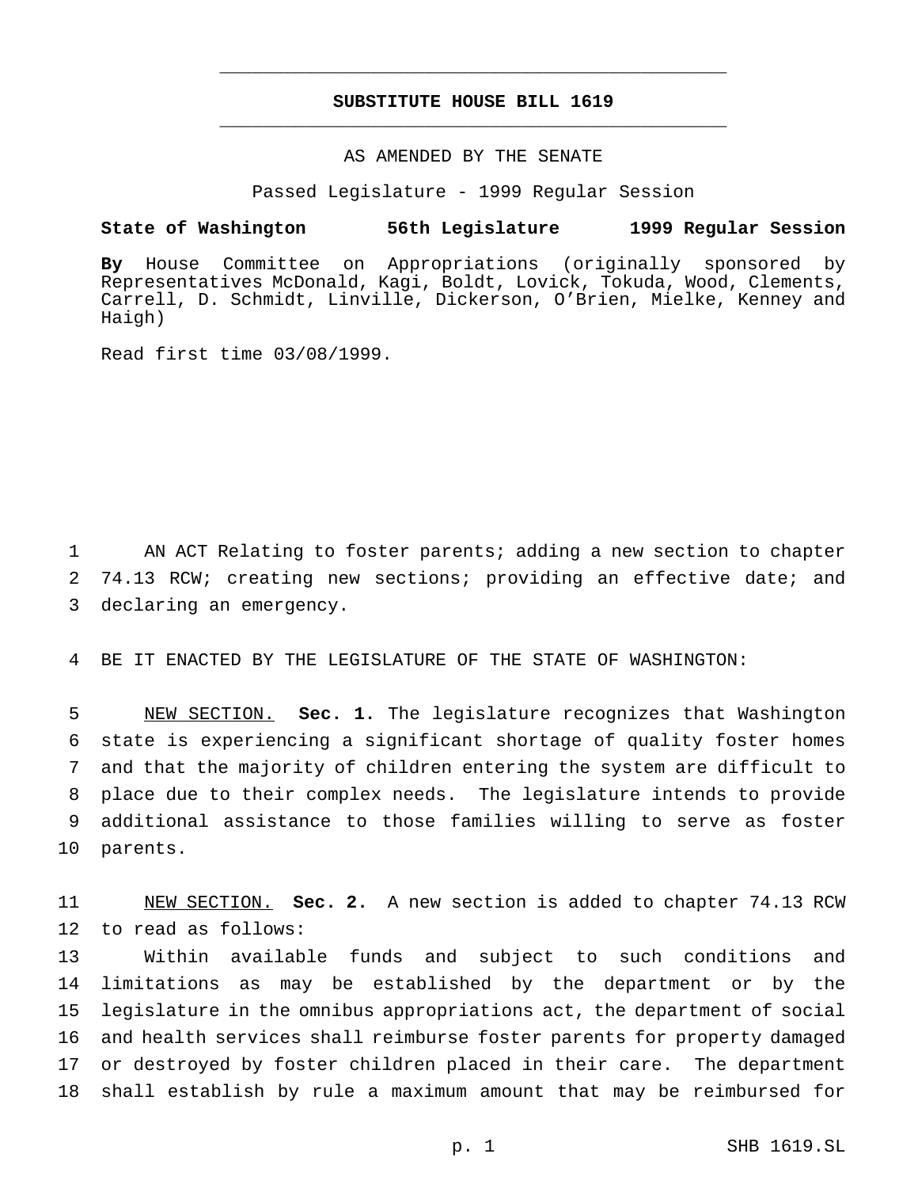# SUBSTITUTE HOUSE BILL 1619

AS AMENDED BY THE SENATE

Passed Legislature - 1999 Regular Session

**State of Washington 56th Legislature 1999 Regular Session**

**By** House Committee on Appropriations (originally sponsored by Representatives McDonald, Kagi, Boldt, Lovick, Tokuda, Wood, Clements, Carrell, D. Schmidt, Linville, Dickerson, O'Brien, Mielke, Kenney and Haigh)

Read first time 03/08/1999.

1 AN ACT Relating to foster parents; adding a new section to chapter 2 74.13 RCW; creating new sections; providing an effective date; and 3 declaring an emergency.

4 BE IT ENACTED BY THE LEGISLATURE OF THE STATE OF WASHINGTON:

5 NEW SECTION. **Sec. 1.** The legislature recognizes that Washington 6 state is experiencing a significant shortage of quality foster homes 7 and that the majority of children entering the system are difficult to 8 place due to their complex needs. The legislature intends to provide 9 additional assistance to those families willing to serve as foster 10 parents.

11 NEW SECTION. **Sec. 2.** A new section is added to chapter 74.13 RCW 12 to read as follows:

13 Within available funds and subject to such conditions and 14 limitations as may be established by the department or by the 15 legislature in the omnibus appropriations act, the department of social 16 and health services shall reimburse foster parents for property damaged 17 or destroyed by foster children placed in their care. The department 18 shall establish by rule a maximum amount that may be reimbursed for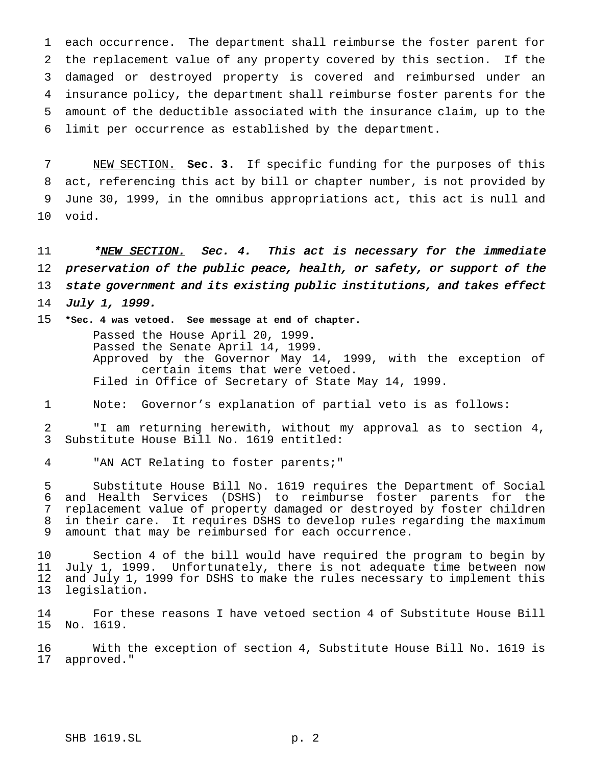each occurrence. The department shall reimburse the foster parent for the replacement value of any property covered by this section. If the damaged or destroyed property is covered and reimbursed under an insurance policy, the department shall reimburse foster parents for the amount of the deductible associated with the insurance claim, up to the limit per occurrence as established by the department.

NEW SECTION. **Sec. 3.** If specific funding for the purposes of this act, referencing this act by bill or chapter number, is not provided by June 30, 1999, in the omnibus appropriations act, this act is null and void.

***NEW SECTION. Sec. 4. This act is necessary for the immediate preservation of the public peace, health, or safety, or support of the state government and its existing public institutions, and takes effect July 1, 1999.***

**\*Sec. 4 was vetoed. See message at end of chapter.**

Passed the House April 20, 1999.
Passed the Senate April 14, 1999.
Approved by the Governor May 14, 1999, with the exception of certain items that were vetoed.
Filed in Office of Secretary of State May 14, 1999.

Note: Governor's explanation of partial veto is as follows:

"I am returning herewith, without my approval as to section 4, Substitute House Bill No. 1619 entitled:

"AN ACT Relating to foster parents;"

Substitute House Bill No. 1619 requires the Department of Social and Health Services (DSHS) to reimburse foster parents for the replacement value of property damaged or destroyed by foster children in their care. It requires DSHS to develop rules regarding the maximum amount that may be reimbursed for each occurrence.

Section 4 of the bill would have required the program to begin by July 1, 1999. Unfortunately, there is not adequate time between now and July 1, 1999 for DSHS to make the rules necessary to implement this legislation.

For these reasons I have vetoed section 4 of Substitute House Bill No. 1619.

With the exception of section 4, Substitute House Bill No. 1619 is approved."